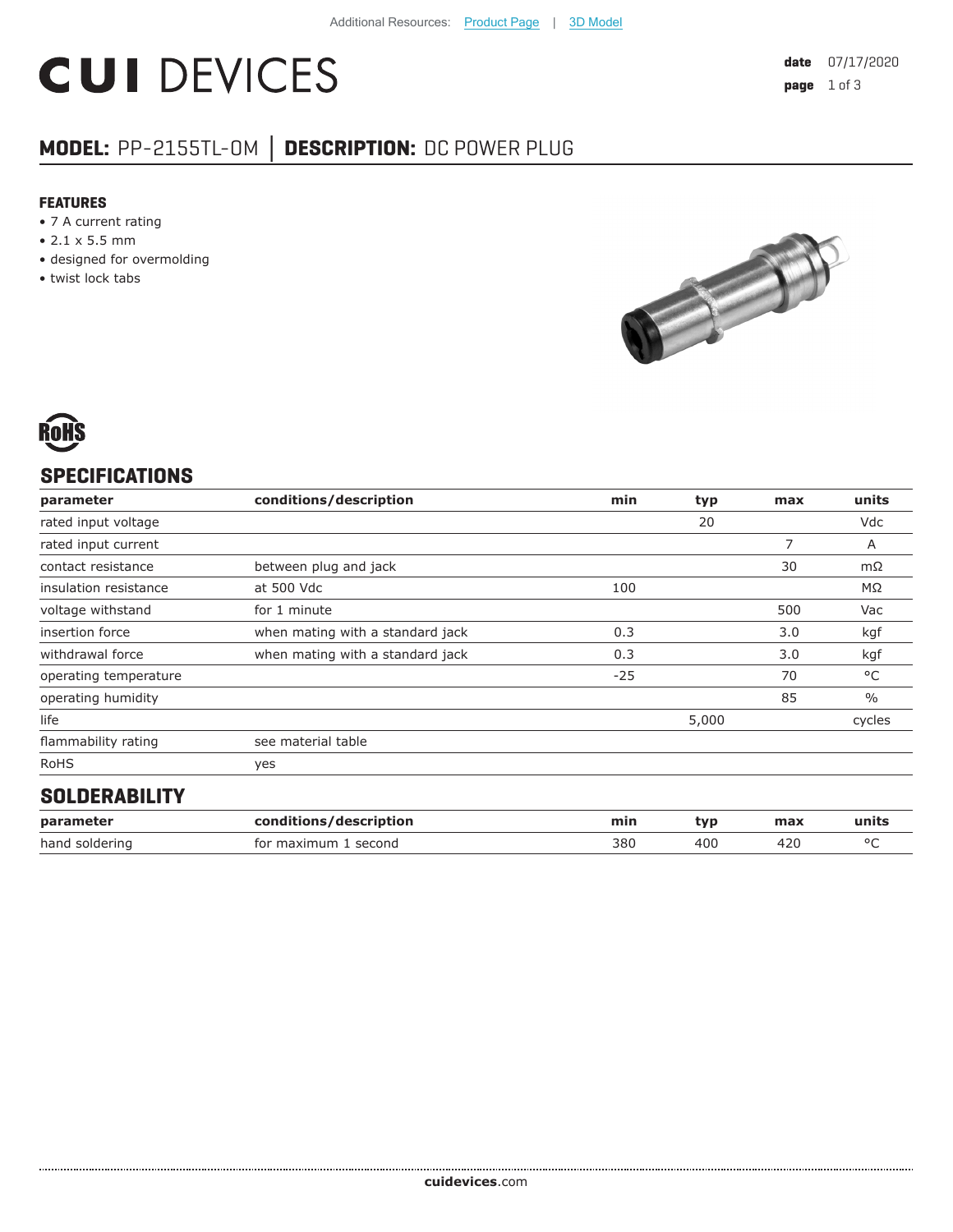Additional Resources: Product Page | 3D Model

# CUI DEVICES

**date** 07/17/2020

## MODEL: PP-2155TL-OM | DESCRIPTION: DC POWER PLUG

### FEATURES

- 7 A current rating
- 2.1 x 5.5 mm
- designed for overmolding
- twist lock tabs

RoHS

## SPECIFICATIONS

| parameter | conditions/description | min | typ | max | units |
|---|---|---|---|---|---|
| rated input voltage | | | 20 | | Vdc |
| rated input current | | | | 7 | A |
| contact resistance | between plug and jack | | | 30 | mΩ |
| insulation resistance | at 500 Vdc | 100 | | | MΩ |
| voltage withstand | for 1 minute | | | 500 | Vac |
| insertion force | when mating with a standard jack | 0.3 | | 3.0 | kgf |
| withdrawal force | when mating with a standard jack | 0.3 | | 3.0 | kgf |
| operating temperature | | -25 | | 70 | °C |
| operating humidity | | | | 85 | % |
| life | | | 5,000 | | cycles |
| flammability rating | see material table | | | | |
| RoHS | yes | | | | |

## SOLDERABILITY

| parameter | conditions/description | min | typ | max | units |
|---|---|---|---|---|---|
| hand soldering | for maximum 1 second | 380 | 400 | 420 | °C |

**cuidevices**.com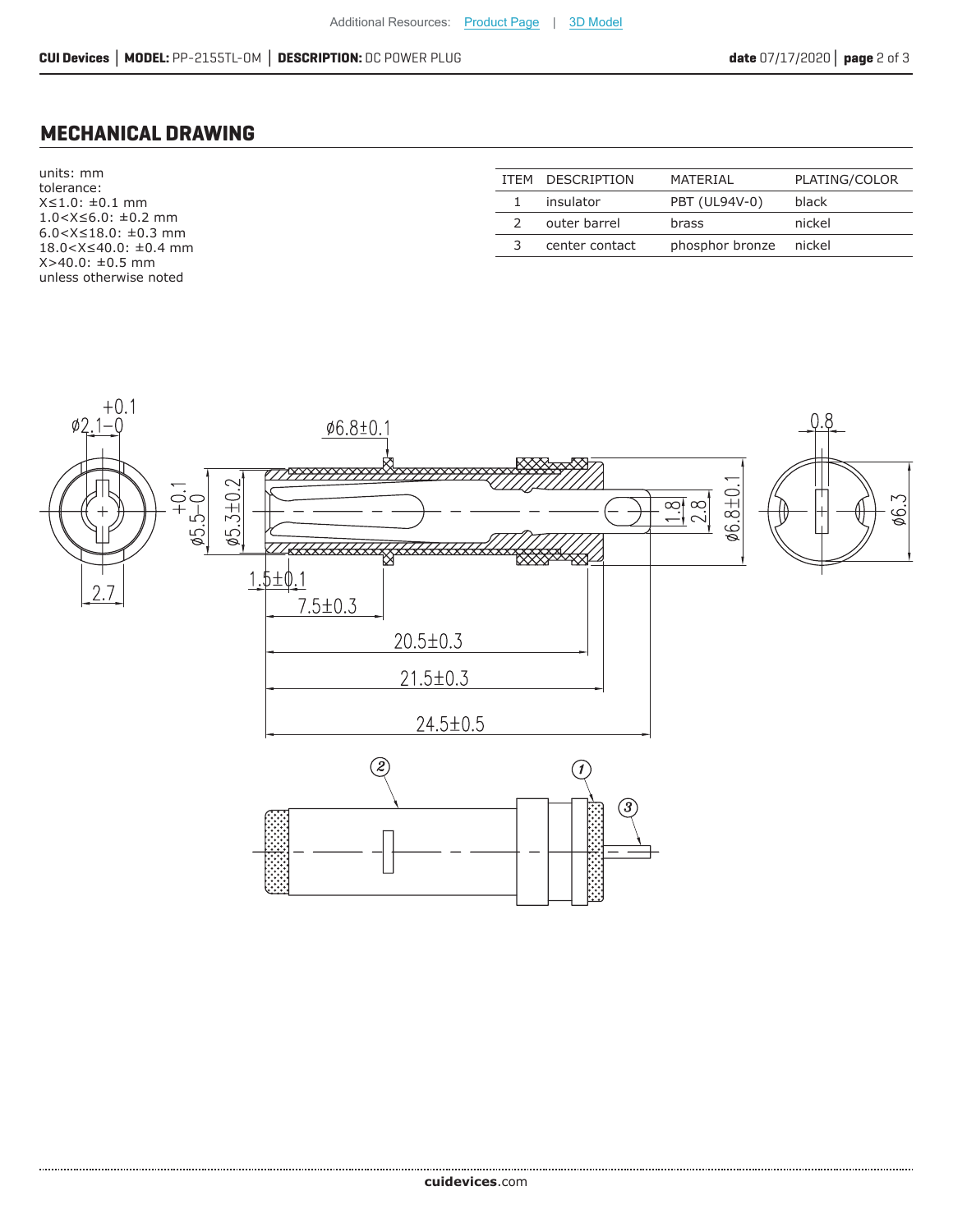## MECHANICAL DRAWING

units: mm
tolerance:
X≤1.0: ±0.1 mm
1.0<X≤6.0: ±0.2 mm
6.0<X≤18.0: ±0.3 mm
18.0<X≤40.0: ±0.4 mm
X>40.0: ±0.5 mm
unless otherwise noted

| ITEM | DESCRIPTION | MATERIAL | PLATING/COLOR |
|---|---|---|---|
| 1 | insulator | PBT (UL94V-0) | black |
| 2 | outer barrel | brass | nickel |
| 3 | center contact | phosphor bronze | nickel |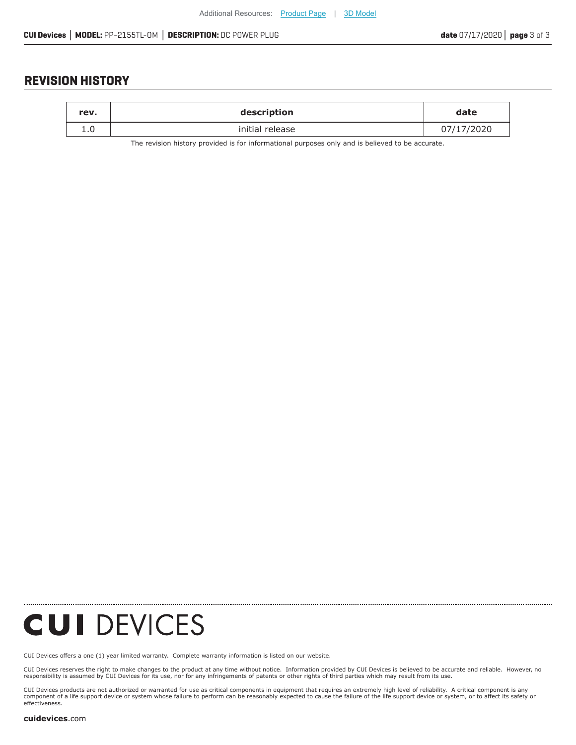## REVISION HISTORY

| rev. | description | date |
| --- | --- | --- |
| 1.0 | initial release | 07/17/2020 |

The revision history provided is for informational purposes only and is believed to be accurate.

**CUI** DEVICES

CUI Devices offers a one (1) year limited warranty. Complete warranty information is listed on our website.

CUI Devices reserves the right to make changes to the product at any time without notice. Information provided by CUI Devices is believed to be accurate and reliable. However, no responsibility is assumed by CUI Devices for its use, nor for any infringements of patents or other rights of third parties which may result from its use.

CUI Devices products are not authorized or warranted for use as critical components in equipment that requires an extremely high level of reliability. A critical component is any component of a life support device or system whose failure to perform can be reasonably expected to cause the failure of the life support device or system, or to affect its safety or effectiveness.

**cuidevices**.com